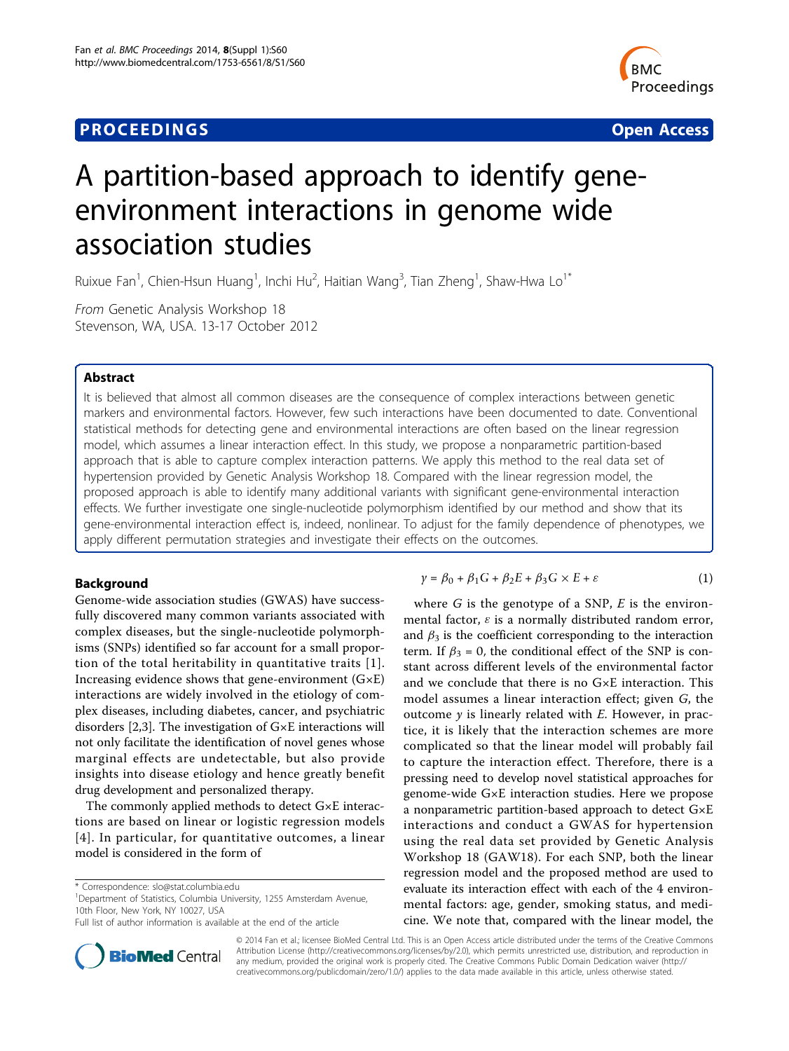**PROCEEDINGS** **Open Access**

# A partition-based approach to identify gene-environment interactions in genome wide association studies

Ruixue Fan[1], Chien-Hsun Huang[1], Inchi Hu[2], Haitian Wang[3], Tian Zheng[1], Shaw-Hwa Lo[1*]

*From* Genetic Analysis Workshop 18
Stevenson, WA, USA. 13-17 October 2012

## Abstract

It is believed that almost all common diseases are the consequence of complex interactions between genetic markers and environmental factors. However, few such interactions have been documented to date. Conventional statistical methods for detecting gene and environmental interactions are often based on the linear regression model, which assumes a linear interaction effect. In this study, we propose a nonparametric partition-based approach that is able to capture complex interaction patterns. We apply this method to the real data set of hypertension provided by Genetic Analysis Workshop 18. Compared with the linear regression model, the proposed approach is able to identify many additional variants with significant gene-environmental interaction effects. We further investigate one single-nucleotide polymorphism identified by our method and show that its gene-environmental interaction effect is, indeed, nonlinear. To adjust for the family dependence of phenotypes, we apply different permutation strategies and investigate their effects on the outcomes.

## Background

Genome-wide association studies (GWAS) have successfully discovered many common variants associated with complex diseases, but the single-nucleotide polymorphisms (SNPs) identified so far account for a small proportion of the total heritability in quantitative traits [1]. Increasing evidence shows that gene-environment (G×E) interactions are widely involved in the etiology of complex diseases, including diabetes, cancer, and psychiatric disorders [2,3]. The investigation of G×E interactions will not only facilitate the identification of novel genes whose marginal effects are undetectable, but also provide insights into disease etiology and hence greatly benefit drug development and personalized therapy.

The commonly applied methods to detect G×E interactions are based on linear or logistic regression models [4]. In particular, for quantitative outcomes, a linear model is considered in the form of

$$y = \beta_0 + \beta_1 G + \beta_2 E + \beta_3 G \times E + \varepsilon \quad (1)$$

where $G$ is the genotype of a SNP, $E$ is the environmental factor, $\varepsilon$ is a normally distributed random error, and $\beta_3$ is the coefficient corresponding to the interaction term. If $\beta_3 = 0$, the conditional effect of the SNP is constant across different levels of the environmental factor and we conclude that there is no G×E interaction. This model assumes a linear interaction effect; given $G$, the outcome $y$ is linearly related with $E$. However, in practice, it is likely that the interaction schemes are more complicated so that the linear model will probably fail to capture the interaction effect. Therefore, there is a pressing need to develop novel statistical approaches for genome-wide G×E interaction studies. Here we propose a nonparametric partition-based approach to detect G×E interactions and conduct a GWAS for hypertension using the real data set provided by Genetic Analysis Workshop 18 (GAW18). For each SNP, both the linear regression model and the proposed method are used to evaluate its interaction effect with each of the 4 environmental factors: age, gender, smoking status, and medicine. We note that, compared with the linear model, the

\* Correspondence: slo@stat.columbia.edu
[1]Department of Statistics, Columbia University, 1255 Amsterdam Avenue, 10th Floor, New York, NY 10027, USA
Full list of author information is available at the end of the article

© 2014 Fan et al.; licensee BioMed Central Ltd. This is an Open Access article distributed under the terms of the Creative Commons Attribution License (http://creativecommons.org/licenses/by/2.0), which permits unrestricted use, distribution, and reproduction in any medium, provided the original work is properly cited. The Creative Commons Public Domain Dedication waiver (http://creativecommons.org/publicdomain/zero/1.0/) applies to the data made available in this article, unless otherwise stated.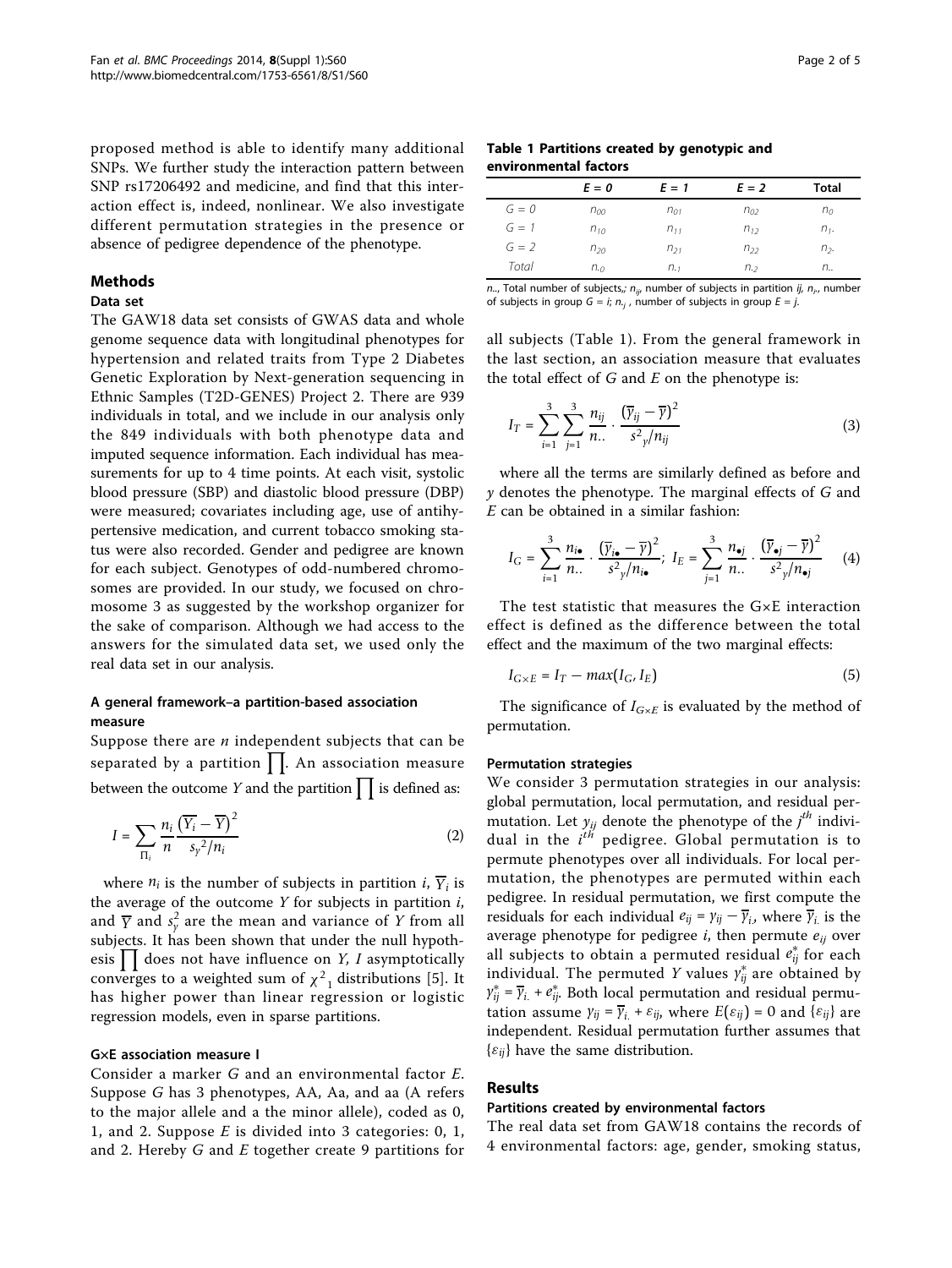proposed method is able to identify many additional SNPs. We further study the interaction pattern between SNP rs17206492 and medicine, and find that this interaction effect is, indeed, nonlinear. We also investigate different permutation strategies in the presence or absence of pedigree dependence of the phenotype.

## Methods

### Data set

The GAW18 data set consists of GWAS data and whole genome sequence data with longitudinal phenotypes for hypertension and related traits from Type 2 Diabetes Genetic Exploration by Next-generation sequencing in Ethnic Samples (T2D-GENES) Project 2. There are 939 individuals in total, and we include in our analysis only the 849 individuals with both phenotype data and imputed sequence information. Each individual has measurements for up to 4 time points. At each visit, systolic blood pressure (SBP) and diastolic blood pressure (DBP) were measured; covariates including age, use of antihypertensive medication, and current tobacco smoking status were also recorded. Gender and pedigree are known for each subject. Genotypes of odd-numbered chromosomes are provided. In our study, we focused on chromosome 3 as suggested by the workshop organizer for the sake of comparison. Although we had access to the answers for the simulated data set, we used only the real data set in our analysis.

### A general framework–a partition-based association measure

Suppose there are $n$ independent subjects that can be separated by a partition $\prod$. An association measure between the outcome $Y$ and the partition $\prod$ is defined as:

$$I = \sum_{\Pi_i} \frac{n_i}{n} \frac{\left(\overline{Y_i} - \overline{Y}\right)^2}{s_y^2/n_i} \tag{2}$$

where $n_i$ is the number of subjects in partition $i$, $\overline{Y}_i$ is the average of the outcome $Y$ for subjects in partition $i$, and $\overline{Y}$ and $s_y^2$ are the mean and variance of $Y$ from all subjects. It has been shown that under the null hypothesis $\prod$ does not have influence on $Y$, $I$ asymptotically converges to a weighted sum of ${\chi^2}_1$ distributions [5]. It has higher power than linear regression or logistic regression models, even in sparse partitions.

### G×E association measure I

Consider a marker $G$ and an environmental factor $E$. Suppose $G$ has 3 phenotypes, AA, Aa, and aa (A refers to the major allele and a the minor allele), coded as 0, 1, and 2. Suppose $E$ is divided into 3 categories: 0, 1, and 2. Hereby $G$ and $E$ together create 9 partitions for all subjects (Table 1). From the general framework in the last section, an association measure that evaluates the total effect of $G$ and $E$ on the phenotype is:

**Table 1 Partitions created by genotypic and environmental factors**

| | $E = 0$ | $E = 1$ | $E = 2$ | Total |
|---|---|---|---|---|
| $G = 0$ | $n_{00}$ | $n_{01}$ | $n_{02}$ | $n_{0}$ |
| $G = 1$ | $n_{10}$ | $n_{11}$ | $n_{12}$ | $n_{1\cdot}$ |
| $G = 2$ | $n_{20}$ | $n_{21}$ | $n_{22}$ | $n_{2\cdot}$ |
| Total | $n_{\cdot 0}$ | $n_{\cdot 1}$ | $n_{\cdot 2}$ | $n_{\cdot\cdot}$ |

$n_{\cdot\cdot}$, Total number of subjects,; $n_{ij}$, number of subjects in partition $ij$, $n_{i\cdot}$, number of subjects in group $G = i$; $n_{\cdot j}$, number of subjects in group $E = j$.

$$I_T = \sum_{i=1}^{3}\sum_{j=1}^{3} \frac{n_{ij}}{n_{\cdot\cdot}} \cdot \frac{\left(\overline{y}_{ij} - \overline{y}\right)^2}{s^2{}_y/n_{ij}} \tag{3}$$

where all the terms are similarly defined as before and $y$ denotes the phenotype. The marginal effects of $G$ and $E$ can be obtained in a similar fashion:

$$I_G = \sum_{i=1}^{3} \frac{n_{i\bullet}}{n_{\cdot\cdot}} \cdot \frac{\left(\overline{y}_{i\bullet} - \overline{y}\right)^2}{s^2{}_y/n_{i\bullet}};\; I_E = \sum_{j=1}^{3} \frac{n_{\bullet j}}{n_{\cdot\cdot}} \cdot \frac{\left(\overline{y}_{\bullet j} - \overline{y}\right)^2}{s^2{}_y/n_{\bullet j}} \tag{4}$$

The test statistic that measures the G×E interaction effect is defined as the difference between the total effect and the maximum of the two marginal effects:

$$I_{G\times E} = I_T - max(I_G, I_E) \tag{5}$$

The significance of $I_{G\times E}$ is evaluated by the method of permutation.

### Permutation strategies

We consider 3 permutation strategies in our analysis: global permutation, local permutation, and residual permutation. Let $y_{ij}$ denote the phenotype of the $j^{th}$ individual in the $i^{th}$ pedigree. Global permutation is to permute phenotypes over all individuals. For local permutation, the phenotypes are permuted within each pedigree. In residual permutation, we first compute the residuals for each individual $e_{ij} = y_{ij} - \overline{y}_{i}$, where $\overline{y}_{i.}$ is the average phenotype for pedigree $i$, then permute $e_{ij}$ over all subjects to obtain a permuted residual $e^*_{ij}$ for each individual. The permuted $Y$ values $y^*_{ij}$ are obtained by $y^*_{ij} = \overline{y}_{i.} + e^*_{ij}$. Both local permutation and residual permutation assume $y_{ij} = \overline{y}_{i.} + \varepsilon_{ij}$, where $E(\varepsilon_{ij}) = 0$ and $\{\varepsilon_{ij}\}$ are independent. Residual permutation further assumes that $\{\varepsilon_{ij}\}$ have the same distribution.

## Results

### Partitions created by environmental factors

The real data set from GAW18 contains the records of 4 environmental factors: age, gender, smoking status,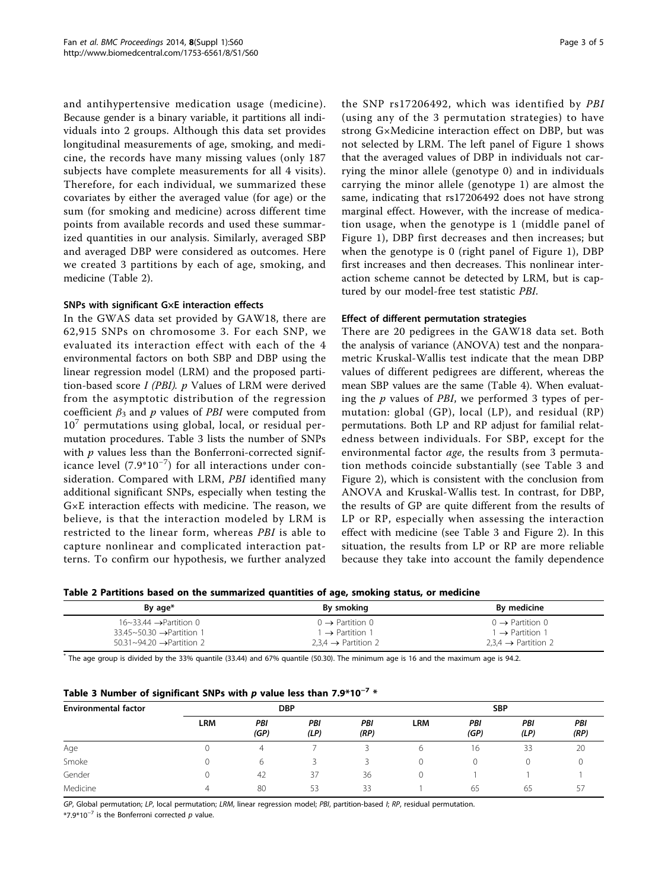and antihypertensive medication usage (medicine). Because gender is a binary variable, it partitions all individuals into 2 groups. Although this data set provides longitudinal measurements of age, smoking, and medicine, the records have many missing values (only 187 subjects have complete measurements for all 4 visits). Therefore, for each individual, we summarized these covariates by either the averaged value (for age) or the sum (for smoking and medicine) across different time points from available records and used these summarized quantities in our analysis. Similarly, averaged SBP and averaged DBP were considered as outcomes. Here we created 3 partitions by each of age, smoking, and medicine (Table 2).

### SNPs with significant G×E interaction effects

In the GWAS data set provided by GAW18, there are 62,915 SNPs on chromosome 3. For each SNP, we evaluated its interaction effect with each of the 4 environmental factors on both SBP and DBP using the linear regression model (LRM) and the proposed partition-based score *I (PBI)*. *p* Values of LRM were derived from the asymptotic distribution of the regression coefficient $\beta_3$ and *p* values of *PBI* were computed from $10^7$ permutations using global, local, or residual permutation procedures. Table 3 lists the number of SNPs with *p* values less than the Bonferroni-corrected significance level ($7.9*10^{-7}$) for all interactions under consideration. Compared with LRM, *PBI* identified many additional significant SNPs, especially when testing the G×E interaction effects with medicine. The reason, we believe, is that the interaction modeled by LRM is restricted to the linear form, whereas *PBI* is able to capture nonlinear and complicated interaction patterns. To confirm our hypothesis, we further analyzed the SNP rs17206492, which was identified by *PBI* (using any of the 3 permutation strategies) to have strong G×Medicine interaction effect on DBP, but was not selected by LRM. The left panel of Figure 1 shows that the averaged values of DBP in individuals not carrying the minor allele (genotype 0) and in individuals carrying the minor allele (genotype 1) are almost the same, indicating that rs17206492 does not have strong marginal effect. However, with the increase of medication usage, when the genotype is 1 (middle panel of Figure 1), DBP first decreases and then increases; but when the genotype is 0 (right panel of Figure 1), DBP first increases and then decreases. This nonlinear interaction scheme cannot be detected by LRM, but is captured by our model-free test statistic *PBI*.

### Effect of different permutation strategies

There are 20 pedigrees in the GAW18 data set. Both the analysis of variance (ANOVA) test and the nonparametric Kruskal-Wallis test indicate that the mean DBP values of different pedigrees are different, whereas the mean SBP values are the same (Table 4). When evaluating the *p* values of *PBI*, we performed 3 types of permutation: global (GP), local (LP), and residual (RP) permutations. Both LP and RP adjust for familial relatedness between individuals. For SBP, except for the environmental factor *age*, the results from 3 permutation methods coincide substantially (see Table 3 and Figure 2), which is consistent with the conclusion from ANOVA and Kruskal-Wallis test. In contrast, for DBP, the results of GP are quite different from the results of LP or RP, especially when assessing the interaction effect with medicine (see Table 3 and Figure 2). In this situation, the results from LP or RP are more reliable because they take into account the family dependence

**Table 2 Partitions based on the summarized quantities of age, smoking status, or medicine**

| By age* | By smoking | By medicine |
|---|---|---|
| 16~33.44 →Partition 0 | 0 → Partition 0 | 0 → Partition 0 |
| 33.45~50.30 →Partition 1 | 1 → Partition 1 | 1 → Partition 1 |
| 50.31~94.20 →Partition 2 | 2,3,4 → Partition 2 | 2,3,4 → Partition 2 |

* The age group is divided by the 33% quantile (33.44) and 67% quantile (50.30). The minimum age is 16 and the maximum age is 94.2.

**Table 3 Number of significant SNPs with *p* value less than $7.9*10^{-7}$ \***

| Environmental factor | DBP | | | | SBP | | | |
|---|---|---|---|---|---|---|---|---|
| | LRM | PBI (GP) | PBI (LP) | PBI (RP) | LRM | PBI (GP) | PBI (LP) | PBI (RP) |
| Age | 0 | 4 | 7 | 3 | 6 | 16 | 33 | 20 |
| Smoke | 0 | 6 | 3 | 3 | 0 | 0 | 0 | 0 |
| Gender | 0 | 42 | 37 | 36 | 0 | 1 | 1 | 1 |
| Medicine | 4 | 80 | 53 | 33 | 1 | 65 | 65 | 57 |

*GP*, Global permutation; *LP*, local permutation; *LRM*, linear regression model; *PBI*, partition-based *I*; *RP*, residual permutation.

*$7.9*10^{-7}$ is the Bonferroni corrected *p* value.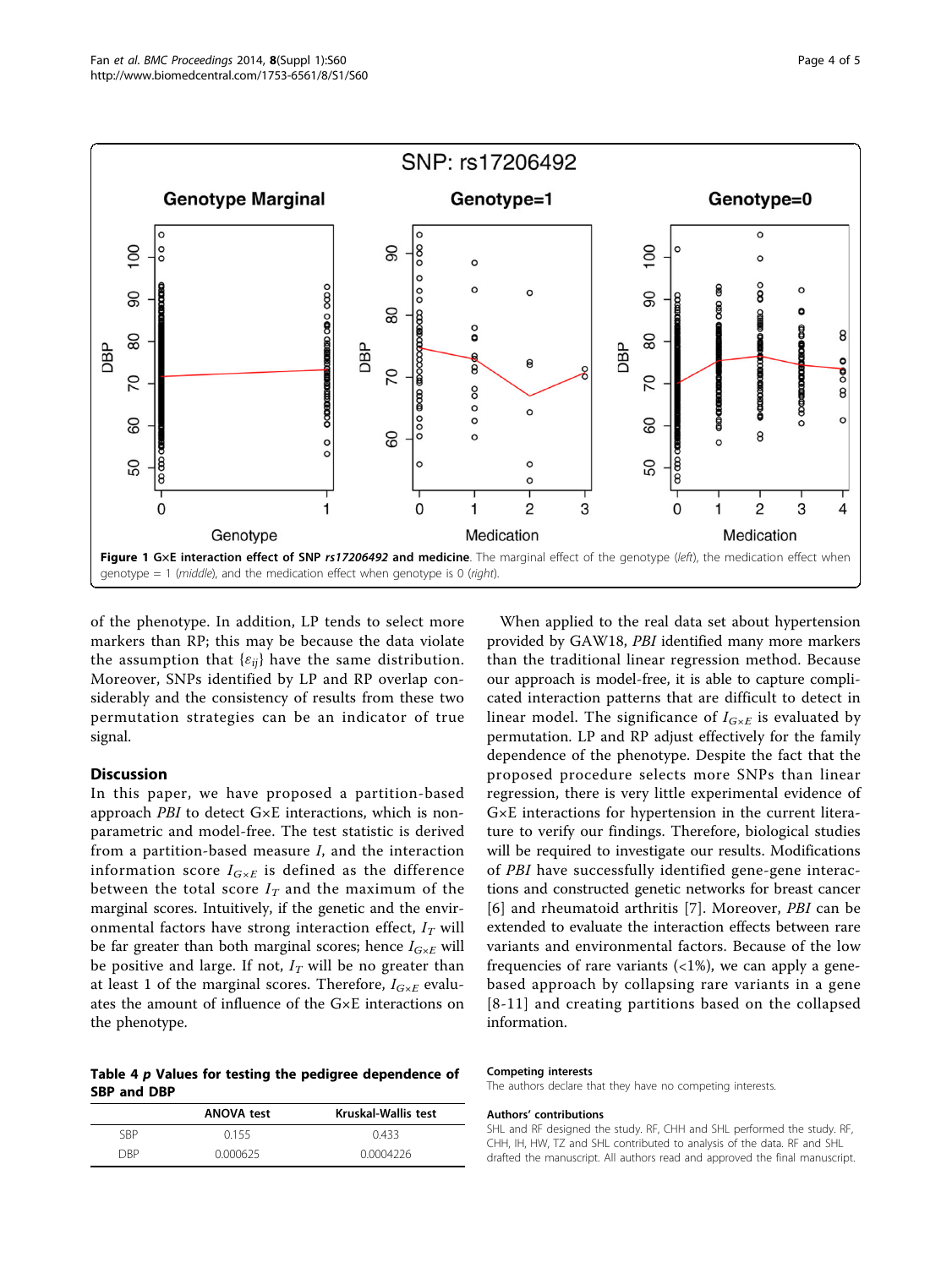**Figure 1 G×E interaction effect of SNP *rs17206492* and medicine**. The marginal effect of the genotype (*left*), the medication effect when genotype = 1 (*middle*), and the medication effect when genotype is 0 (*right*).

of the phenotype. In addition, LP tends to select more markers than RP; this may be because the data violate the assumption that $\{\varepsilon_{ij}\}$ have the same distribution. Moreover, SNPs identified by LP and RP overlap considerably and the consistency of results from these two permutation strategies can be an indicator of true signal.

## Discussion

In this paper, we have proposed a partition-based approach *PBI* to detect G×E interactions, which is nonparametric and model-free. The test statistic is derived from a partition-based measure $I$, and the interaction information score $I_{G \times E}$ is defined as the difference between the total score $I_T$ and the maximum of the marginal scores. Intuitively, if the genetic and the environmental factors have strong interaction effect, $I_T$ will be far greater than both marginal scores; hence $I_{G \times E}$ will be positive and large. If not, $I_T$ will be no greater than at least 1 of the marginal scores. Therefore, $I_{G \times E}$ evaluates the amount of influence of the G×E interactions on the phenotype.

When applied to the real data set about hypertension provided by GAW18, *PBI* identified many more markers than the traditional linear regression method. Because our approach is model-free, it is able to capture complicated interaction patterns that are difficult to detect in linear model. The significance of $I_{G \times E}$ is evaluated by permutation. LP and RP adjust effectively for the family dependence of the phenotype. Despite the fact that the proposed procedure selects more SNPs than linear regression, there is very little experimental evidence of G×E interactions for hypertension in the current literature to verify our findings. Therefore, biological studies will be required to investigate our results. Modifications of *PBI* have successfully identified gene-gene interactions and constructed genetic networks for breast cancer [6] and rheumatoid arthritis [7]. Moreover, *PBI* can be extended to evaluate the interaction effects between rare variants and environmental factors. Because of the low frequencies of rare variants (<1%), we can apply a gene-based approach by collapsing rare variants in a gene [8-11] and creating partitions based on the collapsed information.

**Table 4 *p* Values for testing the pedigree dependence of SBP and DBP**

| | ANOVA test | Kruskal-Wallis test |
|---|---|---|
| SBP | 0.155 | 0.433 |
| DBP | 0.000625 | 0.0004226 |

#### Competing interests

The authors declare that they have no competing interests.

#### Authors' contributions

SHL and RF designed the study. RF, CHH and SHL performed the study. RF, CHH, IH, HW, TZ and SHL contributed to analysis of the data. RF and SHL drafted the manuscript. All authors read and approved the final manuscript.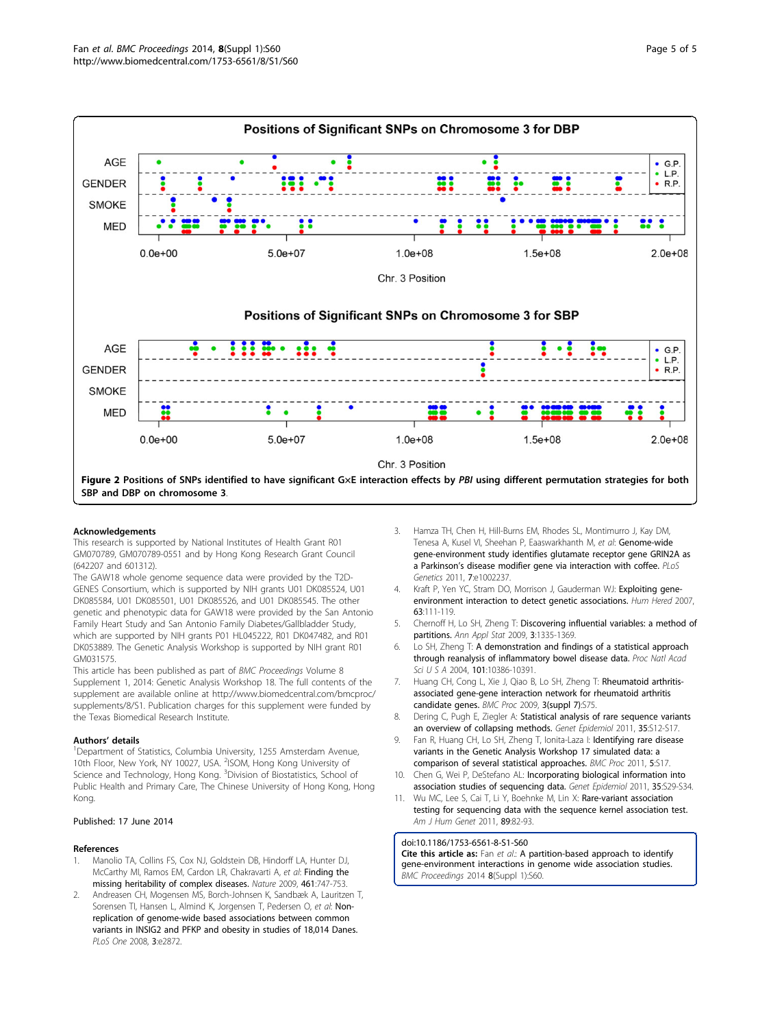Positions of Significant SNPs on Chromosome 3 for DBP

AGE
GENDER
SMOKE
MED

0.0e+00
5.0e+07
1.0e+08
1.5e+08
2.0e+08

Chr. 3 Position

G.P.
L.P.
R.P.

Positions of Significant SNPs on Chromosome 3 for SBP

AGE
GENDER
SMOKE
MED

0.0e+00
5.0e+07
1.0e+08
1.5e+08
2.0e+08

Chr. 3 Position

G.P.
L.P.
R.P.

**Figure 2 Positions of SNPs identified to have significant G×E interaction effects by *PBI* using different permutation strategies for both SBP and DBP on chromosome 3.**

### Acknowledgements

This research is supported by National Institutes of Health Grant R01 GM070789, GM070789-0551 and by Hong Kong Research Grant Council (642207 and 601312).

The GAW18 whole genome sequence data were provided by the T2D-GENES Consortium, which is supported by NIH grants U01 DK085524, U01 DK085584, U01 DK085501, U01 DK085526, and U01 DK085545. The other genetic and phenotypic data for GAW18 were provided by the San Antonio Family Heart Study and San Antonio Family Diabetes/Gallbladder Study, which are supported by NIH grants P01 HL045222, R01 DK047482, and R01 DK053889. The Genetic Analysis Workshop is supported by NIH grant R01 GM031575.

This article has been published as part of *BMC Proceedings* Volume 8 Supplement 1, 2014: Genetic Analysis Workshop 18. The full contents of the supplement are available online at http://www.biomedcentral.com/bmcproc/supplements/8/S1. Publication charges for this supplement were funded by the Texas Biomedical Research Institute.

### Authors' details

[1]Department of Statistics, Columbia University, 1255 Amsterdam Avenue, 10th Floor, New York, NY 10027, USA. [2]ISOM, Hong Kong University of Science and Technology, Hong Kong. [3]Division of Biostatistics, School of Public Health and Primary Care, The Chinese University of Hong Kong, Hong Kong.

Published: 17 June 2014

### References

1. Manolio TA, Collins FS, Cox NJ, Goldstein DB, Hindorff LA, Hunter DJ, McCarthy MI, Ramos EM, Cardon LR, Chakravarti A, *et al*: **Finding the missing heritability of complex diseases.** *Nature* 2009, **461**:747-753.
2. Andreasen CH, Mogensen MS, Borch-Johnsen K, Sandbæk A, Lauritzen T, Sorensen TI, Hansen L, Almind K, Jorgensen T, Pedersen O, *et al*: **Non-replication of genome-wide based associations between common variants in INSIG2 and PFKP and obesity in studies of 18,014 Danes.** *PLoS One* 2008, **3**:e2872.
3. Hamza TH, Chen H, Hill-Burns EM, Rhodes SL, Montimurro J, Kay DM, Tenesa A, Kusel VI, Sheehan P, Eaaswarkhanth M, *et al*: **Genome-wide gene-environment study identifies glutamate receptor gene GRIN2A as a Parkinson's disease modifier gene via interaction with coffee.** *PLoS Genetics* 2011, **7**:e1002237.
4. Kraft P, Yen YC, Stram DO, Morrison J, Gauderman WJ: **Exploiting gene-environment interaction to detect genetic associations.** *Hum Hered* 2007, **63**:111-119.
5. Chernoff H, Lo SH, Zheng T: **Discovering influential variables: a method of partitions.** *Ann Appl Stat* 2009, **3**:1335-1369.
6. Lo SH, Zheng T: **A demonstration and findings of a statistical approach through reanalysis of inflammatory bowel disease data.** *Proc Natl Acad Sci U S A* 2004, **101**:10386-10391.
7. Huang CH, Cong L, Xie J, Qiao B, Lo SH, Zheng T: **Rheumatoid arthritis-associated gene-gene interaction network for rheumatoid arthritis candidate genes.** *BMC Proc* 2009, **3(suppl 7)**:S75.
8. Dering C, Pugh E, Ziegler A: **Statistical analysis of rare sequence variants an overview of collapsing methods.** *Genet Epidemiol* 2011, **35**:S12-S17.
9. Fan R, Huang CH, Lo SH, Zheng T, Ionita-Laza I: **Identifying rare disease variants in the Genetic Analysis Workshop 17 simulated data: a comparison of several statistical approaches.** *BMC Proc* 2011, **5**:S17.
10. Chen G, Wei P, DeStefano AL: **Incorporating biological information into association studies of sequencing data.** *Genet Epidemiol* 2011, **35**:S29-S34.
11. Wu MC, Lee S, Cai T, Li Y, Boehnke M, Lin X: **Rare-variant association testing for sequencing data with the sequence kernel association test.** *Am J Hum Genet* 2011, **89**:82-93.

doi:10.1186/1753-6561-8-S1-S60

**Cite this article as:** Fan *et al.*: A partition-based approach to identify gene-environment interactions in genome wide association studies. *BMC Proceedings* 2014 **8**(Suppl 1):S60.